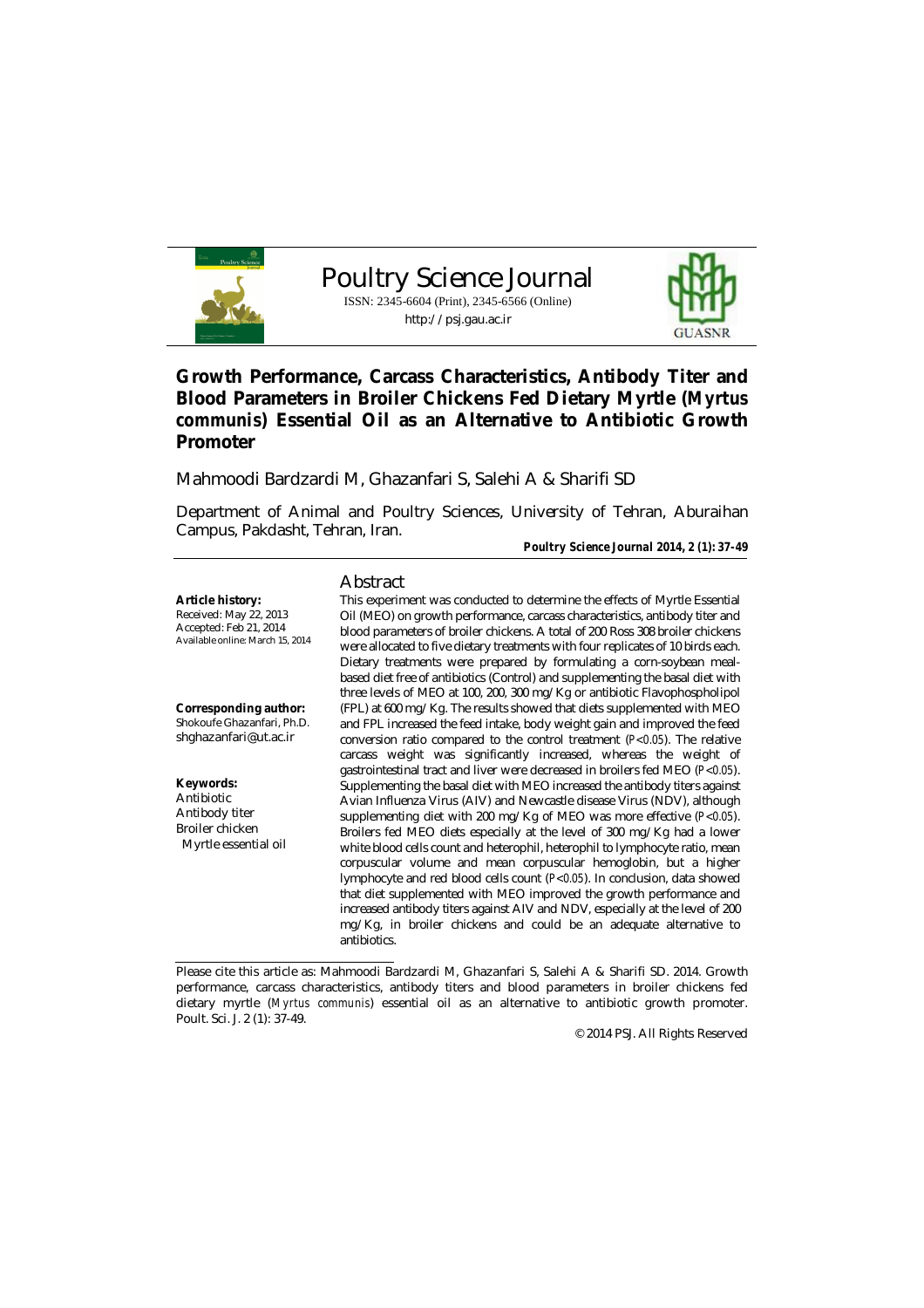# Poultry Science Journal

ISSN: 2345-6604 (Print), 2345-6566 (Online)

http://psj.gau.ac.ir

GUASNR

## Growth Performance, Carcass Characteristics, Antibody Titer and Blood Parameters in Broiler Chickens Fed Dietary Myrtle (*Myrtus communis*) Essential Oil as an Alternative to Antibiotic Growth Promoter

Mahmoodi Bardzardi M, Ghazanfari S, Salehi A & Sharifi SD

Department of Animal and Poultry Sciences, University of Tehran, Aburaihan Campus, Pakdasht, Tehran, Iran.

**Poultry Science Journal 2014, 2 (1): 37-49**

**Article history:**
Received: May 22, 2013
Accepted: Feb 21, 2014
Available online: March 15, 2014

**Corresponding author:**
Shokoufe Ghazanfari, Ph.D.
shghazanfari@ut.ac.ir

**Keywords:**
Antibiotic
Antibody titer
Broiler chicken
Myrtle essential oil

### Abstract

This experiment was conducted to determine the effects of Myrtle Essential Oil (MEO) on growth performance, carcass characteristics, antibody titer and blood parameters of broiler chickens. A total of 200 Ross 308 broiler chickens were allocated to five dietary treatments with four replicates of 10 birds each. Dietary treatments were prepared by formulating a corn-soybean meal-based diet free of antibiotics (Control) and supplementing the basal diet with three levels of MEO at 100, 200, 300 mg/Kg or antibiotic Flavophospholipol (FPL) at 600 mg/Kg. The results showed that diets supplemented with MEO and FPL increased the feed intake, body weight gain and improved the feed conversion ratio compared to the control treatment ($P<0.05$). The relative carcass weight was significantly increased, whereas the weight of gastrointestinal tract and liver were decreased in broilers fed MEO ($P<0.05$). Supplementing the basal diet with MEO increased the antibody titers against Avian Influenza Virus (AIV) and Newcastle disease Virus (NDV), although supplementing diet with 200 mg/Kg of MEO was more effective ($P<0.05$). Broilers fed MEO diets especially at the level of 300 mg/Kg had a lower white blood cells count and heterophil, heterophil to lymphocyte ratio, mean corpuscular volume and mean corpuscular hemoglobin, but a higher lymphocyte and red blood cells count ($P<0.05$). In conclusion, data showed that diet supplemented with MEO improved the growth performance and increased antibody titers against AIV and NDV, especially at the level of 200 mg/Kg, in broiler chickens and could be an adequate alternative to antibiotics.

Please cite this article as: Mahmoodi Bardzardi M, Ghazanfari S, Salehi A & Sharifi SD. 2014. Growth performance, carcass characteristics, antibody titers and blood parameters in broiler chickens fed dietary myrtle (*Myrtus communis*) essential oil as an alternative to antibiotic growth promoter. Poult. Sci. J. 2 (1): 37-49.

© 2014 PSJ. All Rights Reserved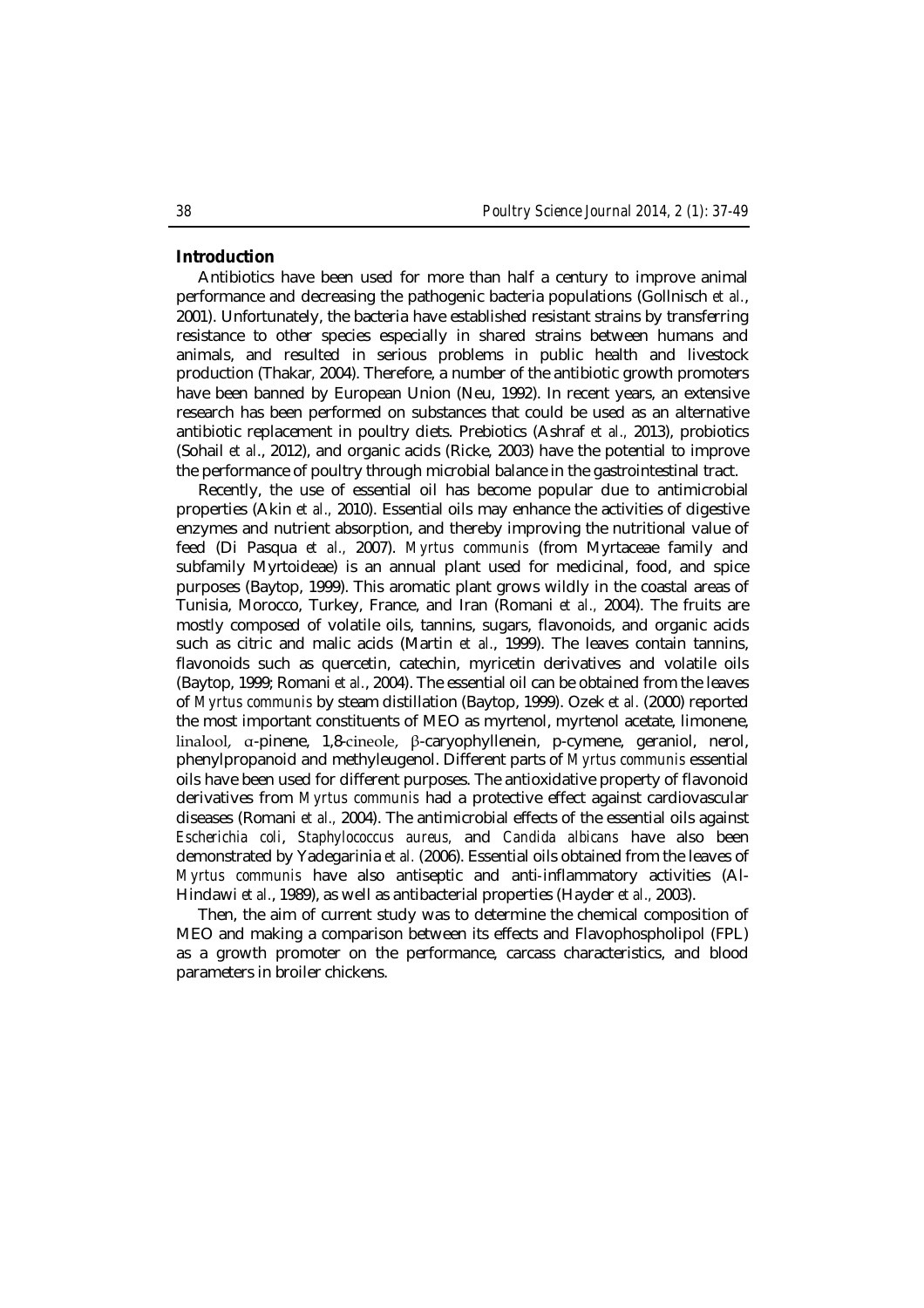## Introduction

Antibiotics have been used for more than half a century to improve animal performance and decreasing the pathogenic bacteria populations (Gollnisch *et al*., 2001). Unfortunately, the bacteria have established resistant strains by transferring resistance to other species especially in shared strains between humans and animals, and resulted in serious problems in public health and livestock production (Thakar, 2004). Therefore, a number of the antibiotic growth promoters have been banned by European Union (Neu, 1992). In recent years, an extensive research has been performed on substances that could be used as an alternative antibiotic replacement in poultry diets. Prebiotics (Ashraf *et al*., 2013), probiotics (Sohail *et al*., 2012), and organic acids (Ricke, 2003) have the potential to improve the performance of poultry through microbial balance in the gastrointestinal tract.

Recently, the use of essential oil has become popular due to antimicrobial properties (Akin *et al*., 2010). Essential oils may enhance the activities of digestive enzymes and nutrient absorption, and thereby improving the nutritional value of feed (Di Pasqua *et al*., 2007). *Myrtus communis* (from Myrtaceae family and subfamily Myrtoideae) is an annual plant used for medicinal, food, and spice purposes (Baytop, 1999). This aromatic plant grows wildly in the coastal areas of Tunisia, Morocco, Turkey, France, and Iran (Romani *et al*., 2004). The fruits are mostly composed of volatile oils, tannins, sugars, flavonoids, and organic acids such as citric and malic acids (Martin *et al*., 1999). The leaves contain tannins, flavonoids such as quercetin, catechin, myricetin derivatives and volatile oils (Baytop, 1999; Romani *et al*., 2004). The essential oil can be obtained from the leaves of *Myrtus communis* by steam distillation (Baytop, 1999). Ozek *et al*. (2000) reported the most important constituents of MEO as myrtenol, myrtenol acetate, limonene, linalool, α-pinene, 1,8-cineole, β-caryophyllenein, p-cymene, geraniol, nerol, phenylpropanoid and methyleugenol. Different parts of *Myrtus communis* essential oils have been used for different purposes. The antioxidative property of flavonoid derivatives from *Myrtus communis* had a protective effect against cardiovascular diseases (Romani *et al*., 2004). The antimicrobial effects of the essential oils against *Escherichia coli*, *Staphylococcus aureus*, and *Candida albicans* have also been demonstrated by Yadegarinia *et al*. (2006). Essential oils obtained from the leaves of *Myrtus communis* have also antiseptic and anti-inflammatory activities (Al-Hindawi *et al*., 1989), as well as antibacterial properties (Hayder *et al*., 2003).

Then, the aim of current study was to determine the chemical composition of MEO and making a comparison between its effects and Flavophospholipol (FPL) as a growth promoter on the performance, carcass characteristics, and blood parameters in broiler chickens.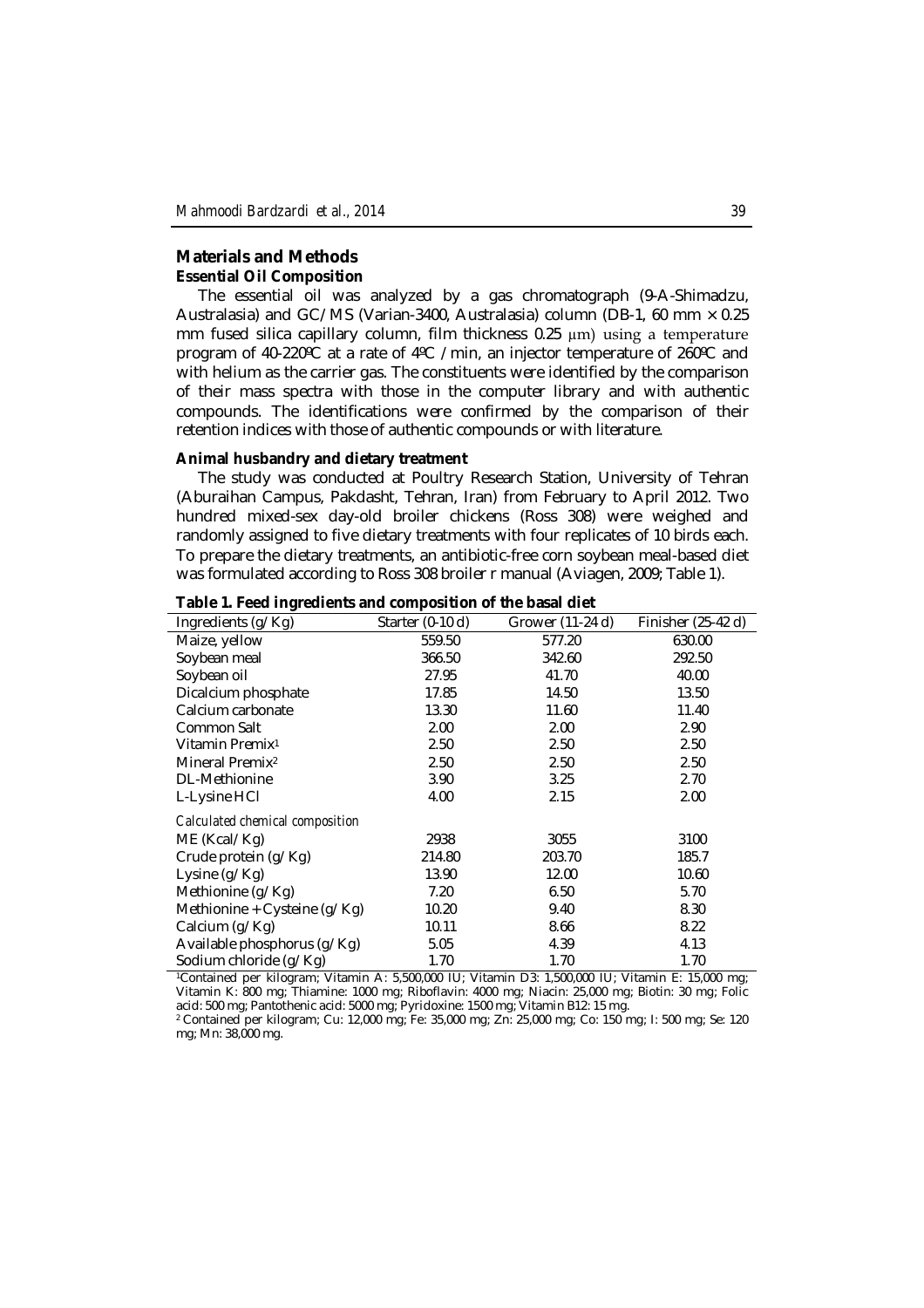## Materials and Methods

### Essential Oil Composition

The essential oil was analyzed by a gas chromatograph (9-A-Shimadzu, Australasia) and GC/MS (Varian-3400, Australasia) column (DB-1, 60 mm × 0.25 mm fused silica capillary column, film thickness 0.25 μm) using a temperature program of 40-220ºC at a rate of 4ºC /min, an injector temperature of 260ºC and with helium as the carrier gas. The constituents were identified by the comparison of their mass spectra with those in the computer library and with authentic compounds. The identifications were confirmed by the comparison of their retention indices with those of authentic compounds or with literature.

### Animal husbandry and dietary treatment

The study was conducted at Poultry Research Station, University of Tehran (Aburaihan Campus, Pakdasht, Tehran, Iran) from February to April 2012. Two hundred mixed-sex day-old broiler chickens (Ross 308) were weighed and randomly assigned to five dietary treatments with four replicates of 10 birds each. To prepare the dietary treatments, an antibiotic-free corn soybean meal-based diet was formulated according to Ross 308 broiler r manual (Aviagen, 2009; Table 1).

**Table 1. Feed ingredients and composition of the basal diet**

| Ingredients (g/Kg) | Starter (0-10 d) | Grower (11-24 d) | Finisher (25-42 d) |
|---|---|---|---|
| Maize, yellow | 559.50 | 577.20 | 630.00 |
| Soybean meal | 366.50 | 342.60 | 292.50 |
| Soybean oil | 27.95 | 41.70 | 40.00 |
| Dicalcium phosphate | 17.85 | 14.50 | 13.50 |
| Calcium carbonate | 13.30 | 11.60 | 11.40 |
| Common Salt | 2.00 | 2.00 | 2.90 |
| Vitamin Premix[1] | 2.50 | 2.50 | 2.50 |
| Mineral Premix[2] | 2.50 | 2.50 | 2.50 |
| DL-Methionine | 3.90 | 3.25 | 2.70 |
| L-Lysine HCl | 4.00 | 2.15 | 2.00 |
| *Calculated chemical composition* | | | |
| ME (Kcal/Kg) | 2938 | 3055 | 3100 |
| Crude protein (g/Kg) | 214.80 | 203.70 | 185.7 |
| Lysine (g/Kg) | 13.90 | 12.00 | 10.60 |
| Methionine (g/Kg) | 7.20 | 6.50 | 5.70 |
| Methionine + Cysteine (g/Kg) | 10.20 | 9.40 | 8.30 |
| Calcium (g/Kg) | 10.11 | 8.66 | 8.22 |
| Available phosphorus (g/Kg) | 5.05 | 4.39 | 4.13 |
| Sodium chloride (g/Kg) | 1.70 | 1.70 | 1.70 |

[1]Contained per kilogram; Vitamin A: 5,500,000 IU; Vitamin D3: 1,500,000 IU; Vitamin E: 15,000 mg; Vitamin K: 800 mg; Thiamine: 1000 mg; Riboflavin: 4000 mg; Niacin: 25,000 mg; Biotin: 30 mg; Folic acid: 500 mg; Pantothenic acid: 5000 mg; Pyridoxine: 1500 mg; Vitamin B12: 15 mg.

[2] Contained per kilogram; Cu: 12,000 mg; Fe: 35,000 mg; Zn: 25,000 mg; Co: 150 mg; I: 500 mg; Se: 120 mg; Mn: 38,000 mg.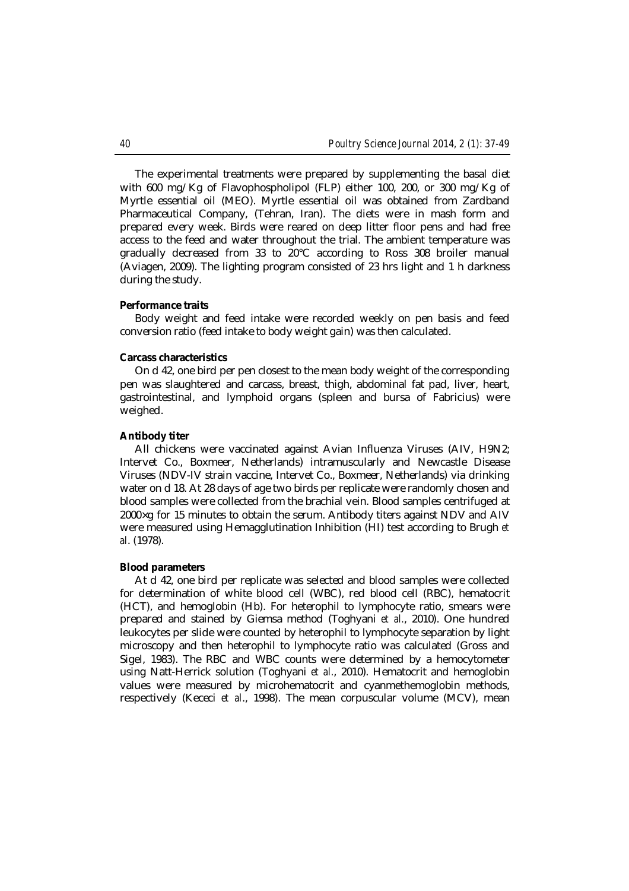The experimental treatments were prepared by supplementing the basal diet with 600 mg/Kg of Flavophospholipol (FLP) either 100, 200, or 300 mg/Kg of Myrtle essential oil (MEO). Myrtle essential oil was obtained from Zardband Pharmaceutical Company, (Tehran, Iran). The diets were in mash form and prepared every week. Birds were reared on deep litter floor pens and had free access to the feed and water throughout the trial. The ambient temperature was gradually decreased from 33 to 20°C according to Ross 308 broiler manual (Aviagen, 2009). The lighting program consisted of 23 hrs light and 1 h darkness during the study.

**Performance traits**

Body weight and feed intake were recorded weekly on pen basis and feed conversion ratio (feed intake to body weight gain) was then calculated.

**Carcass characteristics**

On d 42, one bird per pen closest to the mean body weight of the corresponding pen was slaughtered and carcass, breast, thigh, abdominal fat pad, liver, heart, gastrointestinal, and lymphoid organs (spleen and bursa of Fabricius) were weighed.

**Antibody titer**

All chickens were vaccinated against Avian Influenza Viruses (AIV, H9N2; Intervet Co., Boxmeer, Netherlands) intramuscularly and Newcastle Disease Viruses (NDV-IV strain vaccine, Intervet Co., Boxmeer, Netherlands) via drinking water on d 18. At 28 days of age two birds per replicate were randomly chosen and blood samples were collected from the brachial vein. Blood samples centrifuged at 2000×g for 15 minutes to obtain the serum. Antibody titers against NDV and AIV were measured using Hemagglutination Inhibition (HI) test according to Brugh *et al*. (1978).

**Blood parameters**

At d 42, one bird per replicate was selected and blood samples were collected for determination of white blood cell (WBC), red blood cell (RBC), hematocrit (HCT), and hemoglobin (Hb). For heterophil to lymphocyte ratio, smears were prepared and stained by Giemsa method (Toghyani *et al*., 2010). One hundred leukocytes per slide were counted by heterophil to lymphocyte separation by light microscopy and then heterophil to lymphocyte ratio was calculated (Gross and Sigel, 1983). The RBC and WBC counts were determined by a hemocytometer using Natt-Herrick solution (Toghyani *et al*., 2010). Hematocrit and hemoglobin values were measured by microhematocrit and cyanmethemoglobin methods, respectively (Kececi *et al*., 1998). The mean corpuscular volume (MCV), mean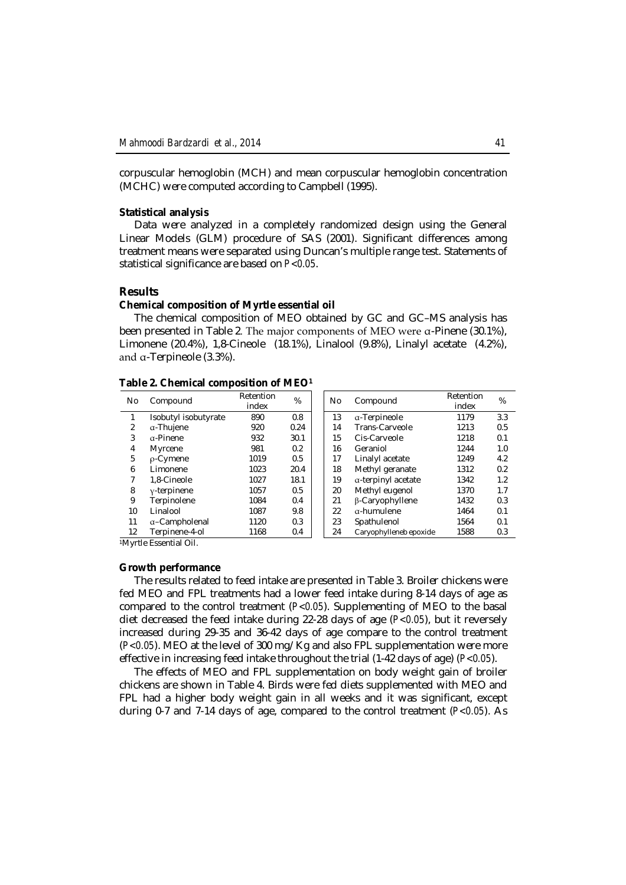corpuscular hemoglobin (MCH) and mean corpuscular hemoglobin concentration (MCHC) were computed according to Campbell (1995).

### Statistical analysis

Data were analyzed in a completely randomized design using the General Linear Models (GLM) procedure of SAS (2001). Significant differences among treatment means were separated using Duncan's multiple range test. Statements of statistical significance are based on $P<0.05$.

## Results

### Chemical composition of Myrtle essential oil

The chemical composition of MEO obtained by GC and GC–MS analysis has been presented in Table 2. The major components of MEO were α-Pinene (30.1%), Limonene (20.4%), 1,8-Cineole (18.1%), Linalool (9.8%), Linalyl acetate (4.2%), and α-Terpineole (3.3%).

**Table 2. Chemical composition of MEO[1]**

| No | Compound | Retention index | % | No | Compound | Retention index | % |
|---|---|---|---|---|---|---|---|
| 1 | Isobutyl isobutyrate | 890 | 0.8 | 13 | α-Terpineole | 1179 | 3.3 |
| 2 | α-Thujene | 920 | 0.24 | 14 | Trans-Carveole | 1213 | 0.5 |
| 3 | α-Pinene | 932 | 30.1 | 15 | Cis-Carveole | 1218 | 0.1 |
| 4 | Myrcene | 981 | 0.2 | 16 | Geraniol | 1244 | 1.0 |
| 5 | ρ-Cymene | 1019 | 0.5 | 17 | Linalyl acetate | 1249 | 4.2 |
| 6 | Limonene | 1023 | 20.4 | 18 | Methyl geranate | 1312 | 0.2 |
| 7 | 1,8-Cineole | 1027 | 18.1 | 19 | α-terpinyl acetate | 1342 | 1.2 |
| 8 | γ-terpinene | 1057 | 0.5 | 20 | Methyl eugenol | 1370 | 1.7 |
| 9 | Terpinolene | 1084 | 0.4 | 21 | β-Caryophyllene | 1432 | 0.3 |
| 10 | Linalool | 1087 | 9.8 | 22 | α-humulene | 1464 | 0.1 |
| 11 | α–Campholenal | 1120 | 0.3 | 23 | Spathulenol | 1564 | 0.1 |
| 12 | Terpinene-4-ol | 1168 | 0.4 | 24 | Caryophylleneb epoxide | 1588 | 0.3 |

[1]Myrtle Essential Oil.

### Growth performance

The results related to feed intake are presented in Table 3. Broiler chickens were fed MEO and FPL treatments had a lower feed intake during 8-14 days of age as compared to the control treatment ($P<0.05$). Supplementing of MEO to the basal diet decreased the feed intake during 22-28 days of age ($P<0.05$), but it reversely increased during 29-35 and 36-42 days of age compare to the control treatment ($P<0.05$). MEO at the level of 300 mg/Kg and also FPL supplementation were more effective in increasing feed intake throughout the trial (1-42 days of age) ($P<0.05$).

The effects of MEO and FPL supplementation on body weight gain of broiler chickens are shown in Table 4. Birds were fed diets supplemented with MEO and FPL had a higher body weight gain in all weeks and it was significant, except during 0-7 and 7-14 days of age, compared to the control treatment ($P<0.05$). As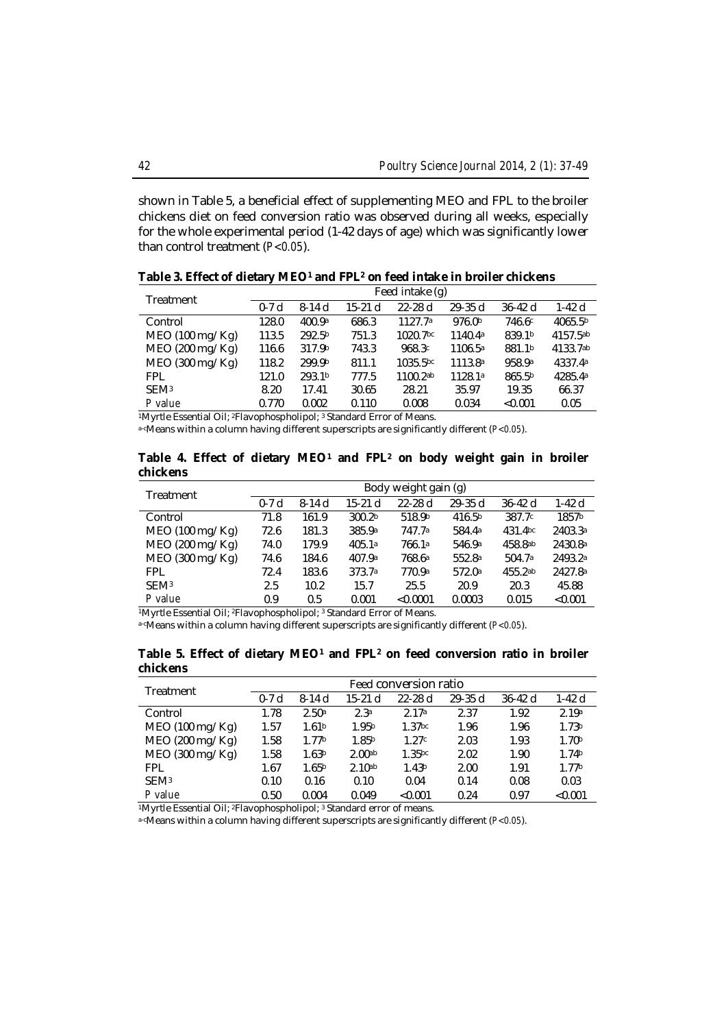shown in Table 5, a beneficial effect of supplementing MEO and FPL to the broiler chickens diet on feed conversion ratio was observed during all weeks, especially for the whole experimental period (1-42 days of age) which was significantly lower than control treatment (*P<0.05*).

**Table 3. Effect of dietary MEO[1] and FPL[2] on feed intake in broiler chickens**

| Treatment | Feed intake (g) | | | | | | |
|---|---|---|---|---|---|---|---|
| | 0-7 d | 8-14 d | 15-21 d | 22-28 d | 29-35 d | 36-42 d | 1-42 d |
| Control | 128.0 | 400.9[a] | 686.3 | 1127.7[a] | 976.0[b] | 746.6[c] | 4065.5[b] |
| MEO (100 mg/Kg) | 113.5 | 292.5[b] | 751.3 | 1020.7[bc] | 1140.4[a] | 839.1[b] | 4157.5[ab] |
| MEO (200 mg/Kg) | 116.6 | 317.9[b] | 743.3 | 968.3[c] | 1106.5[a] | 881.1[b] | 4133.7[ab] |
| MEO (300 mg/Kg) | 118.2 | 299.9[b] | 811.1 | 1035.5[bc] | 1113.8[a] | 958.9[a] | 4337.4[a] |
| FPL | 121.0 | 293.1[b] | 777.5 | 1100.2[ab] | 1128.1[a] | 865.5[b] | 4285.4[a] |
| SEM[3] | 8.20 | 17.41 | 30.65 | 28.21 | 35.97 | 19.35 | 66.37 |
| *P value* | 0.770 | 0.002 | 0.110 | 0.008 | 0.034 | <0.001 | 0.05 |

[1]Myrtle Essential Oil; [2]Flavophospholipol; [3] Standard Error of Means.

[a-c]Means within a column having different superscripts are significantly different (*P<0.05*).

**Table 4. Effect of dietary MEO[1] and FPL[2] on body weight gain in broiler chickens**

| Treatment | Body weight gain (g) | | | | | | |
|---|---|---|---|---|---|---|---|
| | 0-7 d | 8-14 d | 15-21 d | 22-28 d | 29-35 d | 36-42 d | 1-42 d |
| Control | 71.8 | 161.9 | 300.2[b] | 518.9[b] | 416.5[b] | 387.7[c] | 1857[b] |
| MEO (100 mg/Kg) | 72.6 | 181.3 | 385.9[a] | 747.7[a] | 584.4[a] | 431.4[bc] | 2403.3[a] |
| MEO (200 mg/Kg) | 74.0 | 179.9 | 405.1[a] | 766.1[a] | 546.9[a] | 458.8[ab] | 2430.8[a] |
| MEO (300 mg/Kg) | 74.6 | 184.6 | 407.9[a] | 768.6[a] | 552.8[a] | 504.7[a] | 2493.2[a] |
| FPL | 72.4 | 183.6 | 373.7[a] | 770.9[a] | 572.0[a] | 455.2[ab] | 2427.8[a] |
| SEM[3] | 2.5 | 10.2 | 15.7 | 25.5 | 20.9 | 20.3 | 45.88 |
| *P value* | 0.9 | 0.5 | 0.001 | <0.0001 | 0.0003 | 0.015 | <0.001 |

[1]Myrtle Essential Oil; [2]Flavophospholipol; [3] Standard Error of Means.

[a-c]Means within a column having different superscripts are significantly different (*P<0.05*).

**Table 5. Effect of dietary MEO[1] and FPL[2] on feed conversion ratio in broiler chickens**

| Treatment | Feed conversion ratio | | | | | | |
|---|---|---|---|---|---|---|---|
| | 0-7 d | 8-14 d | 15-21 d | 22-28 d | 29-35 d | 36-42 d | 1-42 d |
| Control | 1.78 | 2.50[a] | 2.3[a] | 2.17[a] | 2.37 | 1.92 | 2.19[a] |
| MEO (100 mg/Kg) | 1.57 | 1.61[b] | 1.95[b] | 1.37[bc] | 1.96 | 1.96 | 1.73[b] |
| MEO (200 mg/Kg) | 1.58 | 1.77[b] | 1.85[b] | 1.27[c] | 2.03 | 1.93 | 1.70[b] |
| MEO (300 mg/Kg) | 1.58 | 1.63[b] | 2.00[ab] | 1.35[bc] | 2.02 | 1.90 | 1.74[b] |
| FPL | 1.67 | 1.65[b] | 2.10[ab] | 1.43[b] | 2.00 | 1.91 | 1.77[b] |
| SEM[3] | 0.10 | 0.16 | 0.10 | 0.04 | 0.14 | 0.08 | 0.03 |
| *P value* | 0.50 | 0.004 | 0.049 | <0.001 | 0.24 | 0.97 | <0.001 |

[1]Myrtle Essential Oil; [2]Flavophospholipol; [3] Standard error of means.

[a-c]Means within a column having different superscripts are significantly different (*P<0.05*).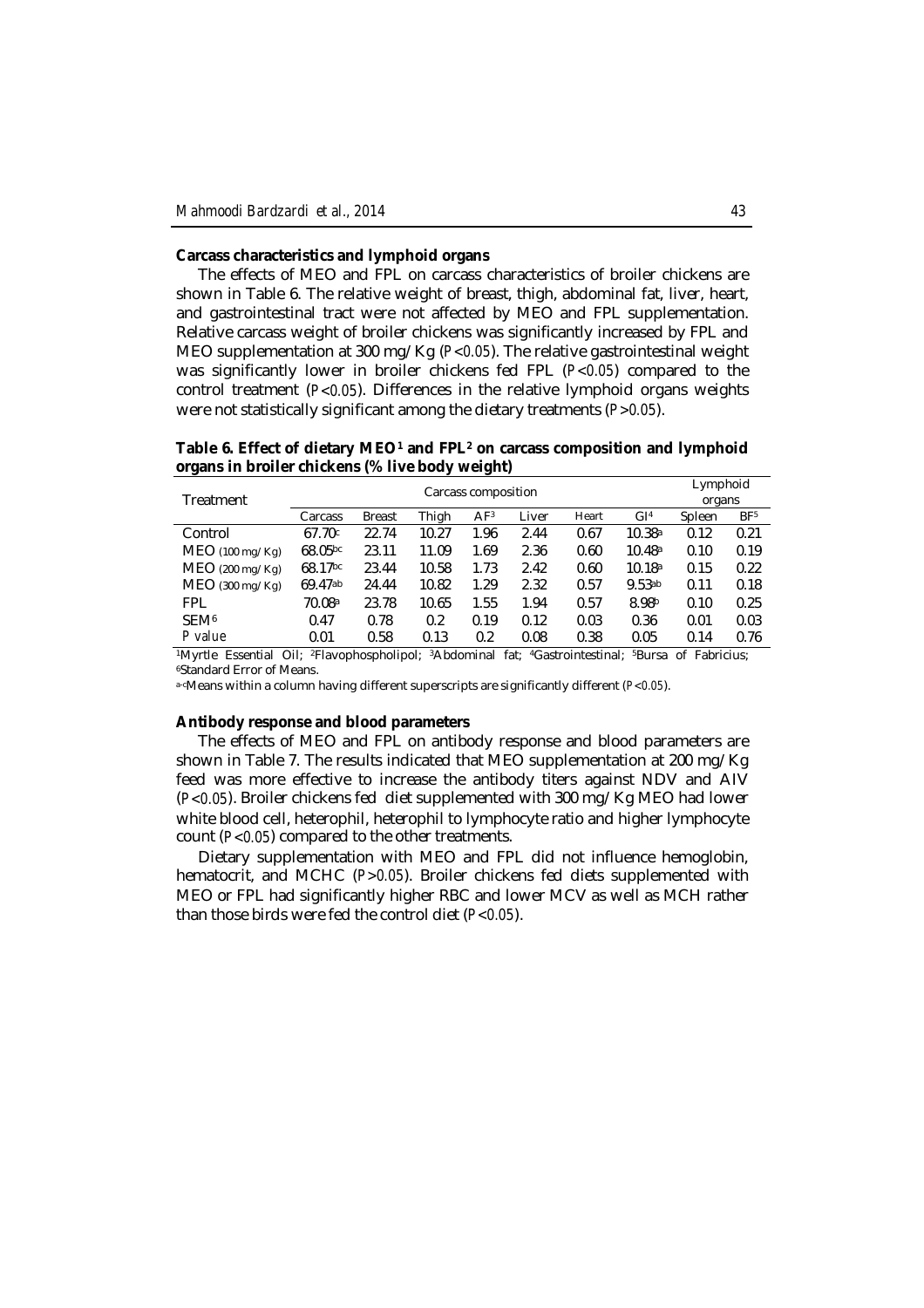### Carcass characteristics and lymphoid organs

The effects of MEO and FPL on carcass characteristics of broiler chickens are shown in Table 6. The relative weight of breast, thigh, abdominal fat, liver, heart, and gastrointestinal tract were not affected by MEO and FPL supplementation. Relative carcass weight of broiler chickens was significantly increased by FPL and MEO supplementation at 300 mg/Kg ($P<0.05$). The relative gastrointestinal weight was significantly lower in broiler chickens fed FPL ($P<0.05$) compared to the control treatment ($P<0.05$). Differences in the relative lymphoid organs weights were not statistically significant among the dietary treatments ($P>0.05$).

**Table 6. Effect of dietary MEO[1] and FPL[2] on carcass composition and lymphoid organs in broiler chickens (% live body weight)**

| Treatment | Carcass composition | | | | | | | Lymphoid organs | |
|---|---|---|---|---|---|---|---|---|---|
| | Carcass | Breast | Thigh | AF[3] | Liver | Heart | GI[4] | Spleen | BF[5] |
| Control | 67.70[c] | 22.74 | 10.27 | 1.96 | 2.44 | 0.67 | 10.38[a] | 0.12 | 0.21 |
| MEO (100 mg/Kg) | 68.05[bc] | 23.11 | 11.09 | 1.69 | 2.36 | 0.60 | 10.48[a] | 0.10 | 0.19 |
| MEO (200 mg/Kg) | 68.17[bc] | 23.44 | 10.58 | 1.73 | 2.42 | 0.60 | 10.18[a] | 0.15 | 0.22 |
| MEO (300 mg/Kg) | 69.47[ab] | 24.44 | 10.82 | 1.29 | 2.32 | 0.57 | 9.53[ab] | 0.11 | 0.18 |
| FPL | 70.08[a] | 23.78 | 10.65 | 1.55 | 1.94 | 0.57 | 8.98[b] | 0.10 | 0.25 |
| SEM[6] | 0.47 | 0.78 | 0.2 | 0.19 | 0.12 | 0.03 | 0.36 | 0.01 | 0.03 |
| *P value* | 0.01 | 0.58 | 0.13 | 0.2 | 0.08 | 0.38 | 0.05 | 0.14 | 0.76 |

[1]Myrtle Essential Oil; [2]Flavophospholipol; [3]Abdominal fat; [4]Gastrointestinal; [5]Bursa of Fabricius; [6]Standard Error of Means.

[a-c]Means within a column having different superscripts are significantly different ($P<0.05$).

### Antibody response and blood parameters

The effects of MEO and FPL on antibody response and blood parameters are shown in Table 7. The results indicated that MEO supplementation at 200 mg/Kg feed was more effective to increase the antibody titers against NDV and AIV ($P<0.05$). Broiler chickens fed diet supplemented with 300 mg/Kg MEO had lower white blood cell, heterophil, heterophil to lymphocyte ratio and higher lymphocyte count ($P<0.05$) compared to the other treatments.

Dietary supplementation with MEO and FPL did not influence hemoglobin, hematocrit, and MCHC ($P>0.05$). Broiler chickens fed diets supplemented with MEO or FPL had significantly higher RBC and lower MCV as well as MCH rather than those birds were fed the control diet ($P<0.05$).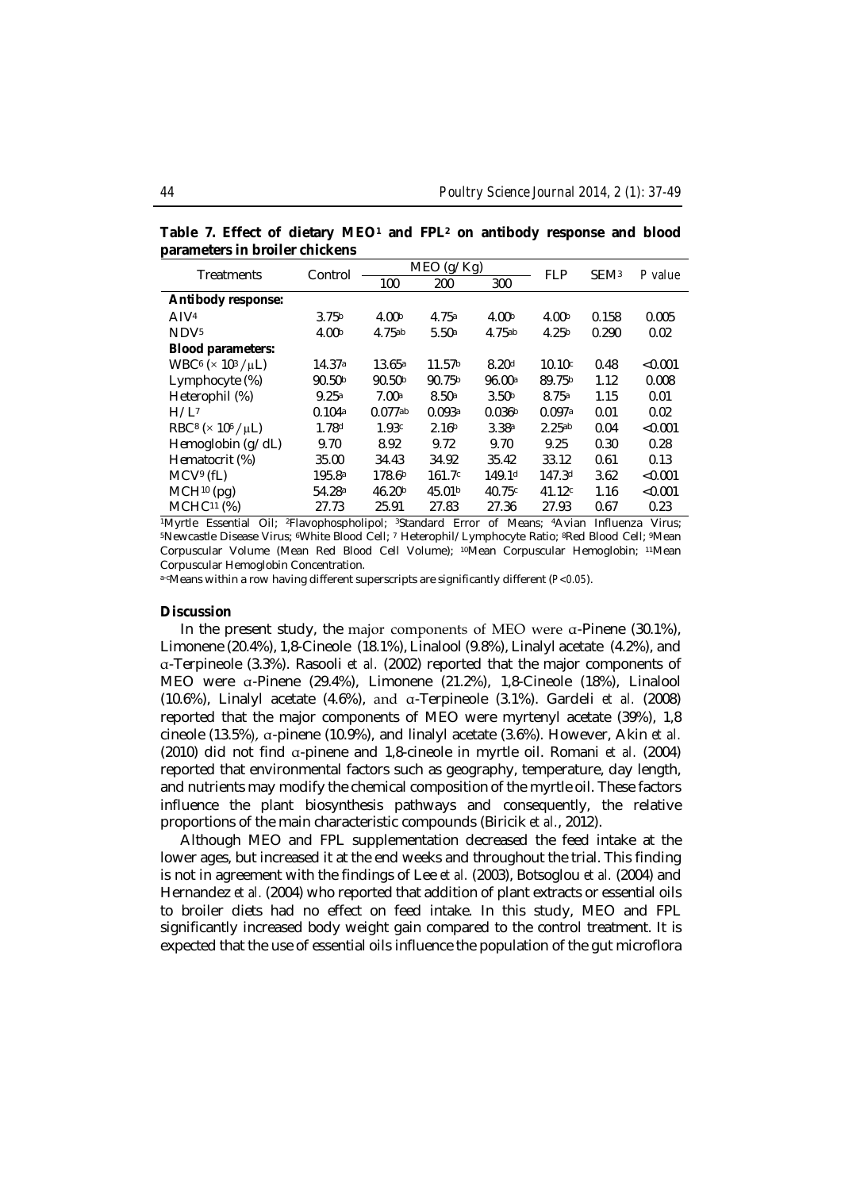**Table 7. Effect of dietary MEO[1] and FPL[2] on antibody response and blood parameters in broiler chickens**

| Treatments | Control | MEO (g/Kg) | | | FLP | SEM[3] | P value |
|---|---|---|---|---|---|---|---|
| | | 100 | 200 | 300 | | | |
| **Antibody response:** | | | | | | | |
| AIV[4] | 3.75[b] | 4.00[b] | 4.75[a] | 4.00[b] | 4.00[b] | 0.158 | 0.005 |
| NDV[5] | 4.00[b] | 4.75[ab] | 5.50[a] | 4.75[ab] | 4.25[b] | 0.290 | 0.02 |
| **Blood parameters:** | | | | | | | |
| WBC[6] ($\times 10^3/\mu L$) | 14.37[a] | 13.65[a] | 11.57[b] | 8.20[d] | 10.10[c] | 0.48 | <0.001 |
| Lymphocyte (%) | 90.50[b] | 90.50[b] | 90.75[b] | 96.00[a] | 89.75[b] | 1.12 | 0.008 |
| Heterophil (%) | 9.25[a] | 7.00[a] | 8.50[a] | 3.50[b] | 8.75[a] | 1.15 | 0.01 |
| H/L[7] | 0.104[a] | 0.077[ab] | 0.093[a] | 0.036[b] | 0.097[a] | 0.01 | 0.02 |
| RBC[8] ($\times 10^6/\mu L$) | 1.78[d] | 1.93[c] | 2.16[b] | 3.38[a] | 2.25[ab] | 0.04 | <0.001 |
| Hemoglobin (g/dL) | 9.70 | 8.92 | 9.72 | 9.70 | 9.25 | 0.30 | 0.28 |
| Hematocrit (%) | 35.00 | 34.43 | 34.92 | 35.42 | 33.12 | 0.61 | 0.13 |
| MCV[9] (fL) | 195.8[a] | 178.6[b] | 161.7[c] | 149.1[d] | 147.3[d] | 3.62 | <0.001 |
| MCH[10] (pg) | 54.28[a] | 46.20[b] | 45.01[b] | 40.75[c] | 41.12[c] | 1.16 | <0.001 |
| MCHC[11] (%) | 27.73 | 25.91 | 27.83 | 27.36 | 27.93 | 0.67 | 0.23 |

[1]Myrtle Essential Oil; [2]Flavophospholipol; [3]Standard Error of Means; [4]Avian Influenza Virus; [5]Newcastle Disease Virus; [6]White Blood Cell; [7] Heterophil/Lymphocyte Ratio; [8]Red Blood Cell; [9]Mean Corpuscular Volume (Mean Red Blood Cell Volume); [10]Mean Corpuscular Hemoglobin; [11]Mean Corpuscular Hemoglobin Concentration.

[a-c]Means within a row having different superscripts are significantly different ($P<0.05$).

## Discussion

In the present study, the major components of MEO were α-Pinene (30.1%), Limonene (20.4%), 1,8-Cineole (18.1%), Linalool (9.8%), Linalyl acetate (4.2%), and α-Terpineole (3.3%). Rasooli *et al.* (2002) reported that the major components of MEO were α-Pinene (29.4%), Limonene (21.2%), 1,8-Cineole (18%), Linalool (10.6%), Linalyl acetate (4.6%), and α-Terpineole (3.1%). Gardeli *et al.* (2008) reported that the major components of MEO were myrtenyl acetate (39%), 1,8 cineole (13.5%), α-pinene (10.9%), and linalyl acetate (3.6%). However, Akin *et al.* (2010) did not find α-pinene and 1,8-cineole in myrtle oil. Romani *et al.* (2004) reported that environmental factors such as geography, temperature, day length, and nutrients may modify the chemical composition of the myrtle oil. These factors influence the plant biosynthesis pathways and consequently, the relative proportions of the main characteristic compounds (Biricik *et al.*, 2012).

Although MEO and FPL supplementation decreased the feed intake at the lower ages, but increased it at the end weeks and throughout the trial. This finding is not in agreement with the findings of Lee *et al.* (2003), Botsoglou *et al.* (2004) and Hernandez *et al.* (2004) who reported that addition of plant extracts or essential oils to broiler diets had no effect on feed intake. In this study, MEO and FPL significantly increased body weight gain compared to the control treatment. It is expected that the use of essential oils influence the population of the gut microflora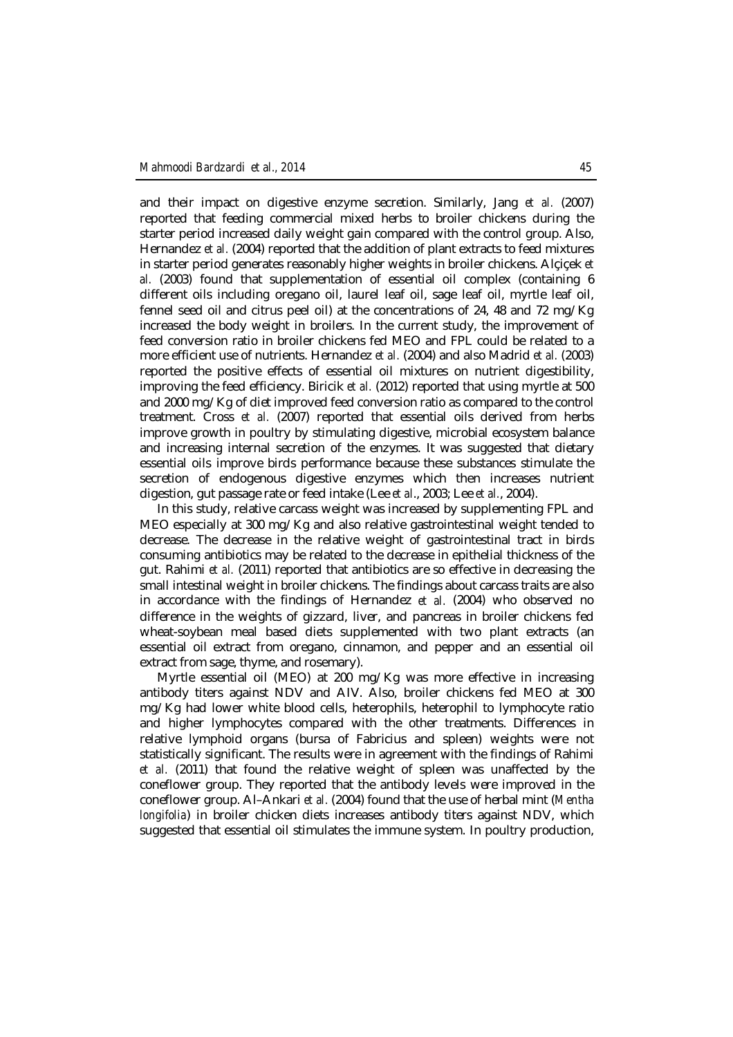and their impact on digestive enzyme secretion. Similarly, Jang *et al.* (2007) reported that feeding commercial mixed herbs to broiler chickens during the starter period increased daily weight gain compared with the control group. Also, Hernandez *et al.* (2004) reported that the addition of plant extracts to feed mixtures in starter period generates reasonably higher weights in broiler chickens. Alçiçek *et al.* (2003) found that supplementation of essential oil complex (containing 6 different oils including oregano oil, laurel leaf oil, sage leaf oil, myrtle leaf oil, fennel seed oil and citrus peel oil) at the concentrations of 24, 48 and 72 mg/Kg increased the body weight in broilers. In the current study, the improvement of feed conversion ratio in broiler chickens fed MEO and FPL could be related to a more efficient use of nutrients. Hernandez *et al.* (2004) and also Madrid *et al.* (2003) reported the positive effects of essential oil mixtures on nutrient digestibility, improving the feed efficiency. Biricik *et al.* (2012) reported that using myrtle at 500 and 2000 mg/Kg of diet improved feed conversion ratio as compared to the control treatment. Cross *et al.* (2007) reported that essential oils derived from herbs improve growth in poultry by stimulating digestive, microbial ecosystem balance and increasing internal secretion of the enzymes. It was suggested that dietary essential oils improve birds performance because these substances stimulate the secretion of endogenous digestive enzymes which then increases nutrient digestion, gut passage rate or feed intake (Lee *et al*., 2003; Lee *et al*., 2004).

In this study, relative carcass weight was increased by supplementing FPL and MEO especially at 300 mg/Kg and also relative gastrointestinal weight tended to decrease. The decrease in the relative weight of gastrointestinal tract in birds consuming antibiotics may be related to the decrease in epithelial thickness of the gut. Rahimi *et al.* (2011) reported that antibiotics are so effective in decreasing the small intestinal weight in broiler chickens. The findings about carcass traits are also in accordance with the findings of Hernandez *et al.* (2004) who observed no difference in the weights of gizzard, liver, and pancreas in broiler chickens fed wheat-soybean meal based diets supplemented with two plant extracts (an essential oil extract from oregano, cinnamon, and pepper and an essential oil extract from sage, thyme, and rosemary).

Myrtle essential oil (MEO) at 200 mg/Kg was more effective in increasing antibody titers against NDV and AIV. Also, broiler chickens fed MEO at 300 mg/Kg had lower white blood cells, heterophils, heterophil to lymphocyte ratio and higher lymphocytes compared with the other treatments. Differences in relative lymphoid organs (bursa of Fabricius and spleen) weights were not statistically significant. The results were in agreement with the findings of Rahimi *et al.* (2011) that found the relative weight of spleen was unaffected by the coneflower group. They reported that the antibody levels were improved in the coneflower group. Al–Ankari *et al.* (2004) found that the use of herbal mint (*Mentha longifolia*) in broiler chicken diets increases antibody titers against NDV, which suggested that essential oil stimulates the immune system. In poultry production,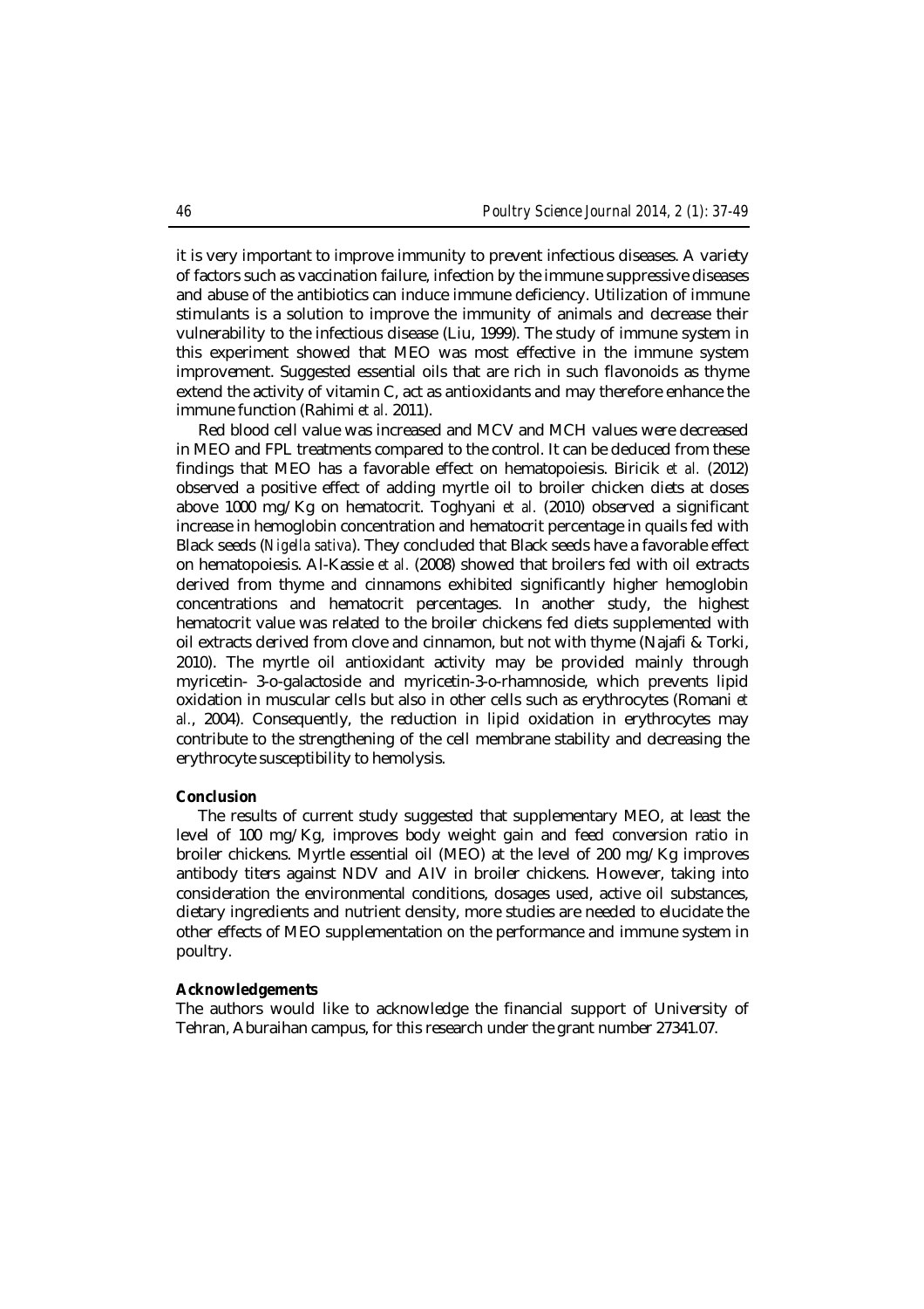it is very important to improve immunity to prevent infectious diseases. A variety of factors such as vaccination failure, infection by the immune suppressive diseases and abuse of the antibiotics can induce immune deficiency. Utilization of immune stimulants is a solution to improve the immunity of animals and decrease their vulnerability to the infectious disease (Liu, 1999). The study of immune system in this experiment showed that MEO was most effective in the immune system improvement. Suggested essential oils that are rich in such flavonoids as thyme extend the activity of vitamin C, act as antioxidants and may therefore enhance the immune function (Rahimi *et al.* 2011).

Red blood cell value was increased and MCV and MCH values were decreased in MEO and FPL treatments compared to the control. It can be deduced from these findings that MEO has a favorable effect on hematopoiesis. Biricik *et al.* (2012) observed a positive effect of adding myrtle oil to broiler chicken diets at doses above 1000 mg/Kg on hematocrit. Toghyani *et al.* (2010) observed a significant increase in hemoglobin concentration and hematocrit percentage in quails fed with Black seeds (*Nigella sativa*). They concluded that Black seeds have a favorable effect on hematopoiesis. Al-Kassie *et al.* (2008) showed that broilers fed with oil extracts derived from thyme and cinnamons exhibited significantly higher hemoglobin concentrations and hematocrit percentages. In another study, the highest hematocrit value was related to the broiler chickens fed diets supplemented with oil extracts derived from clove and cinnamon, but not with thyme (Najafi & Torki, 2010). The myrtle oil antioxidant activity may be provided mainly through myricetin- 3-o-galactoside and myricetin-3-o-rhamnoside, which prevents lipid oxidation in muscular cells but also in other cells such as erythrocytes (Romani *et al.*, 2004). Consequently, the reduction in lipid oxidation in erythrocytes may contribute to the strengthening of the cell membrane stability and decreasing the erythrocyte susceptibility to hemolysis.

## Conclusion

The results of current study suggested that supplementary MEO, at least the level of 100 mg/Kg, improves body weight gain and feed conversion ratio in broiler chickens. Myrtle essential oil (MEO) at the level of 200 mg/Kg improves antibody titers against NDV and AIV in broiler chickens. However, taking into consideration the environmental conditions, dosages used, active oil substances, dietary ingredients and nutrient density, more studies are needed to elucidate the other effects of MEO supplementation on the performance and immune system in poultry.

## Acknowledgements

The authors would like to acknowledge the financial support of University of Tehran, Aburaihan campus, for this research under the grant number 27341.07.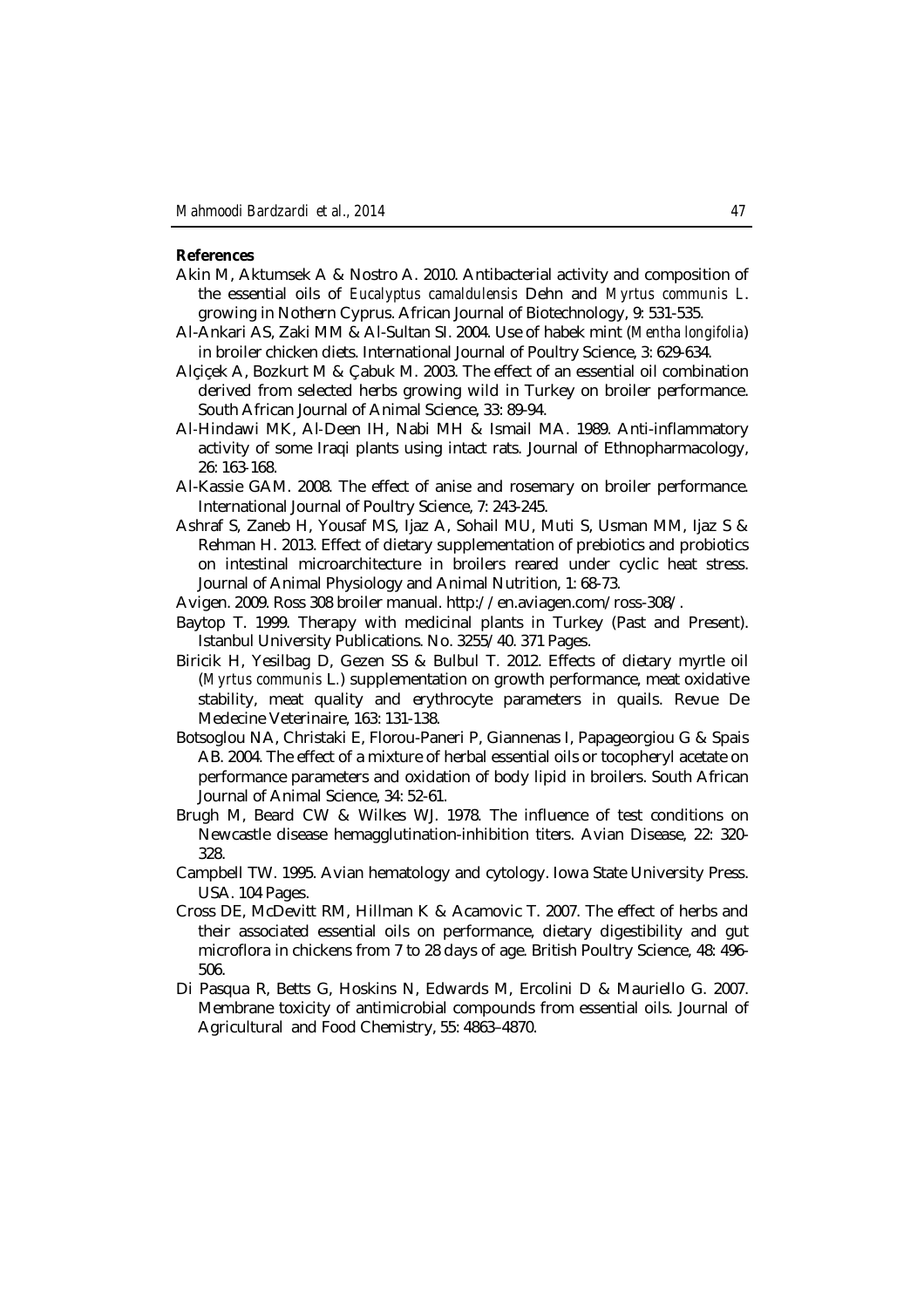**References**

Akin M, Aktumsek A & Nostro A. 2010. Antibacterial activity and composition of the essential oils of *Eucalyptus camaldulensis* Dehn and *Myrtus communis L*. growing in Nothern Cyprus. African Journal of Biotechnology, 9: 531-535.

Al-Ankari AS, Zaki MM & Al-Sultan SI. 2004. Use of habek mint (*Mentha longifolia*) in broiler chicken diets. International Journal of Poultry Science, 3: 629-634.

Alçiçek A, Bozkurt M & Çabuk M. 2003. The effect of an essential oil combination derived from selected herbs growing wild in Turkey on broiler performance. South African Journal of Animal Science, 33: 89-94.

Al-Hindawi MK, Al-Deen IH, Nabi MH & Ismail MA. 1989. Anti-inflammatory activity of some Iraqi plants using intact rats. Journal of Ethnopharmacology, 26: 163-168.

Al-Kassie GAM. 2008. The effect of anise and rosemary on broiler performance. International Journal of Poultry Science, 7: 243-245.

Ashraf S, Zaneb H, Yousaf MS, Ijaz A, Sohail MU, Muti S, Usman MM, Ijaz S & Rehman H. 2013. Effect of dietary supplementation of prebiotics and probiotics on intestinal microarchitecture in broilers reared under cyclic heat stress. Journal of Animal Physiology and Animal Nutrition, 1: 68-73.

Avigen. 2009. Ross 308 broiler manual. http://en.aviagen.com/ross-308/.

Baytop T. 1999. Therapy with medicinal plants in Turkey (Past and Present). Istanbul University Publications. No. 3255/40. 371 Pages.

Biricik H, Yesilbag D, Gezen SS & Bulbul T. 2012. Effects of dietary myrtle oil (*Myrtus communis* L.) supplementation on growth performance, meat oxidative stability, meat quality and erythrocyte parameters in quails. Revue De Medecine Veterinaire, 163: 131-138.

Botsoglou NA, Christaki E, Florou-Paneri P, Giannenas I, Papageorgiou G & Spais AB. 2004. The effect of a mixture of herbal essential oils or tocopheryl acetate on performance parameters and oxidation of body lipid in broilers. South African Journal of Animal Science, 34: 52-61.

Brugh M, Beard CW & Wilkes WJ. 1978. The influence of test conditions on Newcastle disease hemagglutination-inhibition titers. Avian Disease, 22: 320-328.

Campbell TW. 1995. Avian hematology and cytology. Iowa State University Press. USA. 104 Pages.

Cross DE, McDevitt RM, Hillman K & Acamovic T. 2007. The effect of herbs and their associated essential oils on performance, dietary digestibility and gut microflora in chickens from 7 to 28 days of age. British Poultry Science, 48: 496-506.

Di Pasqua R, Betts G, Hoskins N, Edwards M, Ercolini D & Mauriello G. 2007. Membrane toxicity of antimicrobial compounds from essential oils. Journal of Agricultural and Food Chemistry, 55: 4863–4870.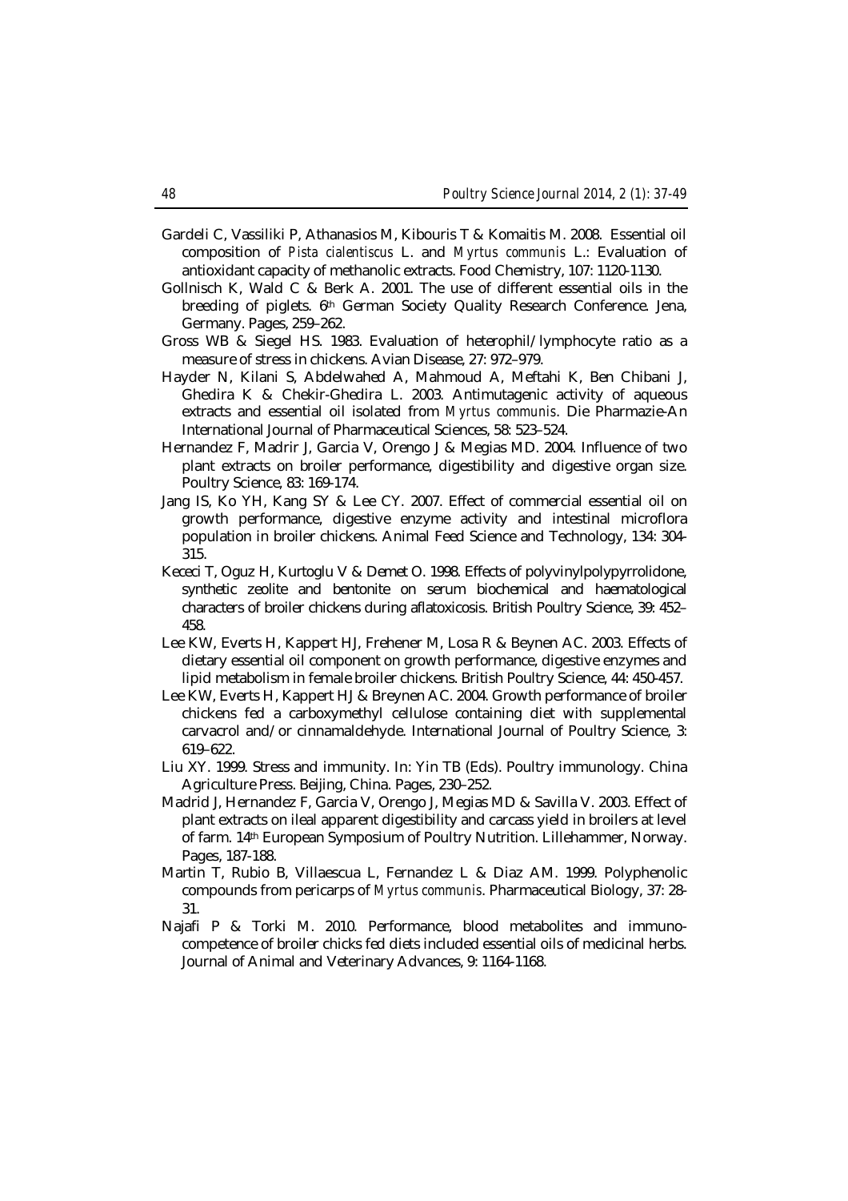Gardeli C, Vassiliki P, Athanasios M, Kibouris T & Komaitis M. 2008. Essential oil composition of *Pista cialentiscus* L. and *Myrtus communis* L.: Evaluation of antioxidant capacity of methanolic extracts. Food Chemistry, 107: 1120-1130.

Gollnisch K, Wald C & Berk A. 2001. The use of different essential oils in the breeding of piglets. 6th German Society Quality Research Conference. Jena, Germany. Pages, 259–262.

Gross WB & Siegel HS. 1983. Evaluation of heterophil/lymphocyte ratio as a measure of stress in chickens. Avian Disease, 27: 972–979.

Hayder N, Kilani S, Abdelwahed A, Mahmoud A, Meftahi K, Ben Chibani J, Ghedira K & Chekir-Ghedira L. 2003. Antimutagenic activity of aqueous extracts and essential oil isolated from *Myrtus communis*. Die Pharmazie-An International Journal of Pharmaceutical Sciences, 58: 523–524.

Hernandez F, Madrir J, Garcia V, Orengo J & Megias MD. 2004. Influence of two plant extracts on broiler performance, digestibility and digestive organ size. Poultry Science, 83: 169-174.

Jang IS, Ko YH, Kang SY & Lee CY. 2007. Effect of commercial essential oil on growth performance, digestive enzyme activity and intestinal microflora population in broiler chickens. Animal Feed Science and Technology, 134: 304-315.

Kececi T, Oguz H, Kurtoglu V & Demet O. 1998. Effects of polyvinylpolypyrrolidone, synthetic zeolite and bentonite on serum biochemical and haematological characters of broiler chickens during aflatoxicosis. British Poultry Science, 39: 452–458.

Lee KW, Everts H, Kappert HJ, Frehener M, Losa R & Beynen AC. 2003. Effects of dietary essential oil component on growth performance, digestive enzymes and lipid metabolism in female broiler chickens. British Poultry Science, 44: 450-457.

Lee KW, Everts H, Kappert HJ & Breynen AC. 2004. Growth performance of broiler chickens fed a carboxymethyl cellulose containing diet with supplemental carvacrol and/or cinnamaldehyde. International Journal of Poultry Science, 3: 619–622.

Liu XY. 1999. Stress and immunity. In: Yin TB (Eds). Poultry immunology. China Agriculture Press. Beijing, China. Pages, 230–252.

Madrid J, Hernandez F, Garcia V, Orengo J, Megias MD & Savilla V. 2003. Effect of plant extracts on ileal apparent digestibility and carcass yield in broilers at level of farm. 14th European Symposium of Poultry Nutrition. Lillehammer, Norway. Pages, 187-188.

Martin T, Rubio B, Villaescua L, Fernandez L & Diaz AM. 1999. Polyphenolic compounds from pericarps of *Myrtus communis*. Pharmaceutical Biology, 37: 28-31.

Najafi P & Torki M. 2010. Performance, blood metabolites and immunocompetence of broiler chicks fed diets included essential oils of medicinal herbs. Journal of Animal and Veterinary Advances, 9: 1164-1168.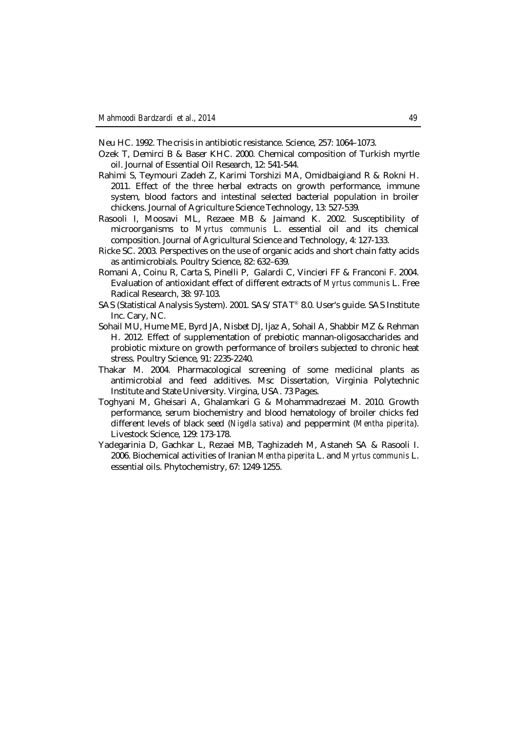Neu HC. 1992. The crisis in antibiotic resistance. Science, 257: 1064–1073.

Ozek T, Demirci B & Baser KHC. 2000. Chemical composition of Turkish myrtle oil. Journal of Essential Oil Research, 12: 541-544.

Rahimi S, Teymouri Zadeh Z, Karimi Torshizi MA, Omidbaigiand R & Rokni H. 2011. Effect of the three herbal extracts on growth performance, immune system, blood factors and intestinal selected bacterial population in broiler chickens. Journal of Agriculture Science Technology, 13: 527-539.

Rasooli I, Moosavi ML, Rezaee MB & Jaimand K. 2002. Susceptibility of microorganisms to *Myrtus communis* L. essential oil and its chemical composition. Journal of Agricultural Science and Technology, 4: 127-133.

Ricke SC. 2003. Perspectives on the use of organic acids and short chain fatty acids as antimicrobials. Poultry Science, 82: 632–639.

Romani A, Coinu R, Carta S, Pinelli P, Galardi C, Vincieri FF & Franconi F. 2004. Evaluation of antioxidant effect of different extracts of *Myrtus communis* L. Free Radical Research, 38: 97-103.

SAS (Statistical Analysis System). 2001. SAS/STAT® 8.0. User's guide. SAS Institute Inc. Cary, NC.

Sohail MU, Hume ME, Byrd JA, Nisbet DJ, Ijaz A, Sohail A, Shabbir MZ & Rehman H. 2012. Effect of supplementation of prebiotic mannan-oligosaccharides and probiotic mixture on growth performance of broilers subjected to chronic heat stress. Poultry Science, 91: 2235-2240.

Thakar M. 2004. Pharmacological screening of some medicinal plants as antimicrobial and feed additives. Msc Dissertation, Virginia Polytechnic Institute and State University. Virgina, USA. 73 Pages.

Toghyani M, Gheisari A, Ghalamkari G & Mohammadrezaei M. 2010. Growth performance, serum biochemistry and blood hematology of broiler chicks fed different levels of black seed (*Nigella sativa*) and peppermint (*Mentha piperita*). Livestock Science, 129: 173-178.

Yadegarinia D, Gachkar L, Rezaei MB, Taghizadeh M, Astaneh SA & Rasooli I. 2006. Biochemical activities of Iranian *Mentha piperita* L. and *Myrtus communis* L. essential oils. Phytochemistry, 67: 1249-1255.